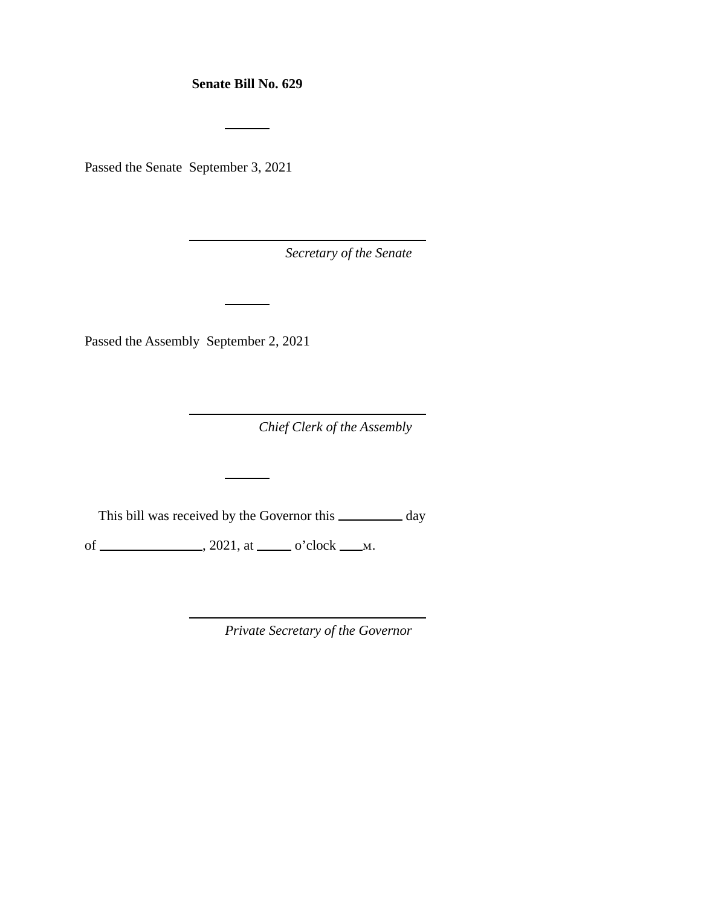**Senate Bill No. 629**

---

Passed the Senate September 3, 2021

\_\_\_\_\_\_\_\_\_\_\_\_\_\_\_\_\_\_\_\_\_\_\_\_\_\_\_\_\_\_\_\_\_\_\_

*Secretary of the Senate*

---

Passed the Assembly September 2, 2021

\_\_\_\_\_\_\_\_\_\_\_\_\_\_\_\_\_\_\_\_\_\_\_\_\_\_\_\_\_\_\_\_\_\_\_

*Chief Clerk of the Assembly*

---

This bill was received by the Governor this \_\_\_\_\_\_\_\_\_\_ day of \_\_\_\_\_\_\_\_\_\_\_\_\_\_\_\_, 2021, at \_\_\_\_\_ o'clock \_\_\_\_M.

\_\_\_\_\_\_\_\_\_\_\_\_\_\_\_\_\_\_\_\_\_\_\_\_\_\_\_\_\_\_\_\_\_\_\_

*Private Secretary of the Governor*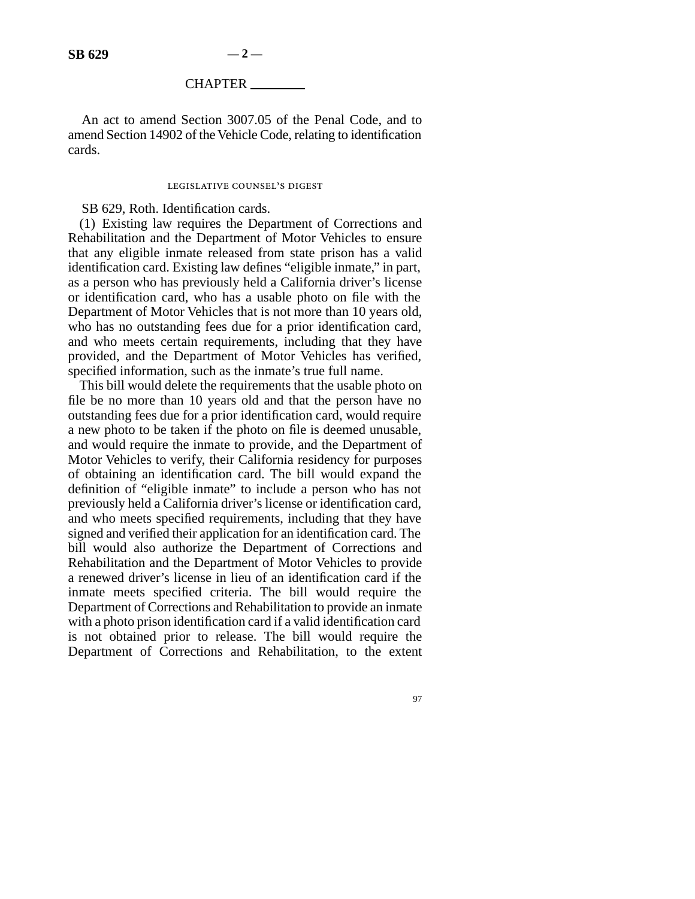CHAPTER ________

An act to amend Section 3007.05 of the Penal Code, and to amend Section 14902 of the Vehicle Code, relating to identification cards.

LEGISLATIVE COUNSEL'S DIGEST

SB 629, Roth. Identification cards.

(1) Existing law requires the Department of Corrections and Rehabilitation and the Department of Motor Vehicles to ensure that any eligible inmate released from state prison has a valid identification card. Existing law defines "eligible inmate," in part, as a person who has previously held a California driver's license or identification card, who has a usable photo on file with the Department of Motor Vehicles that is not more than 10 years old, who has no outstanding fees due for a prior identification card, and who meets certain requirements, including that they have provided, and the Department of Motor Vehicles has verified, specified information, such as the inmate's true full name.

This bill would delete the requirements that the usable photo on file be no more than 10 years old and that the person have no outstanding fees due for a prior identification card, would require a new photo to be taken if the photo on file is deemed unusable, and would require the inmate to provide, and the Department of Motor Vehicles to verify, their California residency for purposes of obtaining an identification card. The bill would expand the definition of "eligible inmate" to include a person who has not previously held a California driver's license or identification card, and who meets specified requirements, including that they have signed and verified their application for an identification card. The bill would also authorize the Department of Corrections and Rehabilitation and the Department of Motor Vehicles to provide a renewed driver's license in lieu of an identification card if the inmate meets specified criteria. The bill would require the Department of Corrections and Rehabilitation to provide an inmate with a photo prison identification card if a valid identification card is not obtained prior to release. The bill would require the Department of Corrections and Rehabilitation, to the extent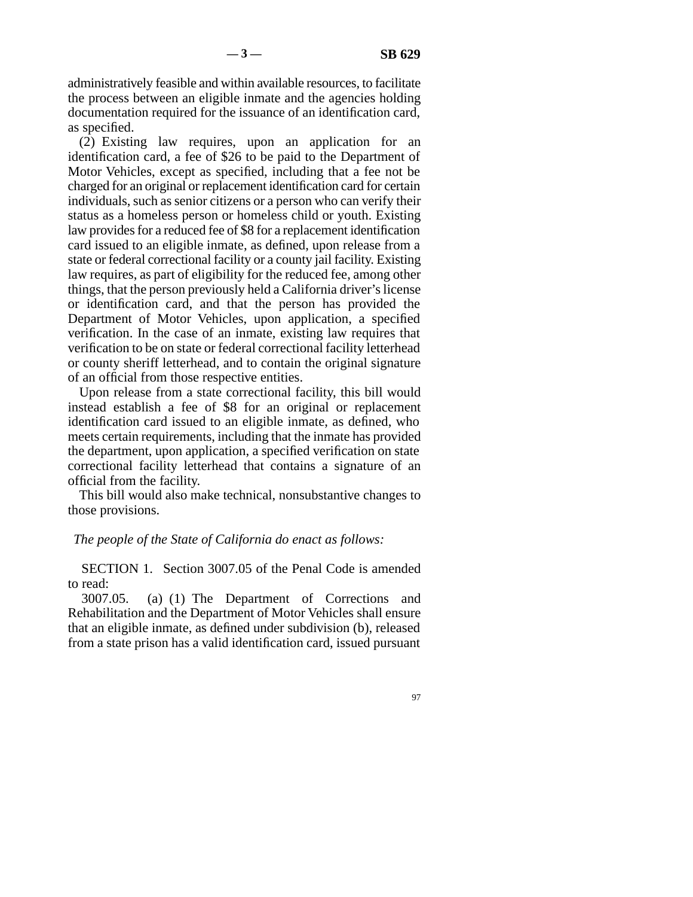administratively feasible and within available resources, to facilitate the process between an eligible inmate and the agencies holding documentation required for the issuance of an identification card, as specified.

(2) Existing law requires, upon an application for an identification card, a fee of $26 to be paid to the Department of Motor Vehicles, except as specified, including that a fee not be charged for an original or replacement identification card for certain individuals, such as senior citizens or a person who can verify their status as a homeless person or homeless child or youth. Existing law provides for a reduced fee of $8 for a replacement identification card issued to an eligible inmate, as defined, upon release from a state or federal correctional facility or a county jail facility. Existing law requires, as part of eligibility for the reduced fee, among other things, that the person previously held a California driver's license or identification card, and that the person has provided the Department of Motor Vehicles, upon application, a specified verification. In the case of an inmate, existing law requires that verification to be on state or federal correctional facility letterhead or county sheriff letterhead, and to contain the original signature of an official from those respective entities.

Upon release from a state correctional facility, this bill would instead establish a fee of $8 for an original or replacement identification card issued to an eligible inmate, as defined, who meets certain requirements, including that the inmate has provided the department, upon application, a specified verification on state correctional facility letterhead that contains a signature of an official from the facility.

This bill would also make technical, nonsubstantive changes to those provisions.

*The people of the State of California do enact as follows:*

SECTION 1. Section 3007.05 of the Penal Code is amended to read:

3007.05. (a) (1) The Department of Corrections and Rehabilitation and the Department of Motor Vehicles shall ensure that an eligible inmate, as defined under subdivision (b), released from a state prison has a valid identification card, issued pursuant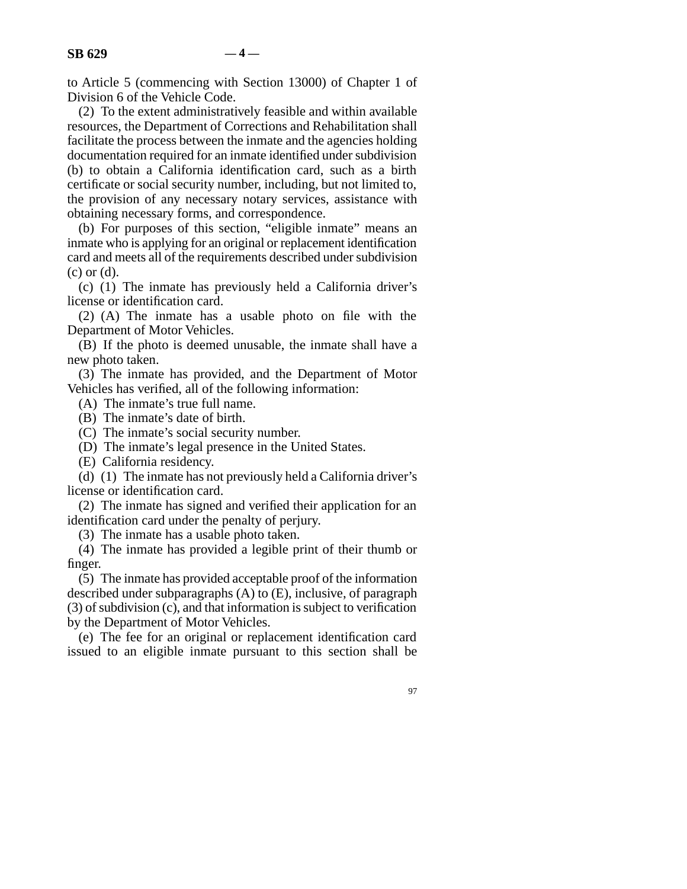to Article 5 (commencing with Section 13000) of Chapter 1 of Division 6 of the Vehicle Code.

(2) To the extent administratively feasible and within available resources, the Department of Corrections and Rehabilitation shall facilitate the process between the inmate and the agencies holding documentation required for an inmate identified under subdivision (b) to obtain a California identification card, such as a birth certificate or social security number, including, but not limited to, the provision of any necessary notary services, assistance with obtaining necessary forms, and correspondence.

(b) For purposes of this section, "eligible inmate" means an inmate who is applying for an original or replacement identification card and meets all of the requirements described under subdivision (c) or (d).

(c) (1) The inmate has previously held a California driver's license or identification card.

(2) (A) The inmate has a usable photo on file with the Department of Motor Vehicles.

(B) If the photo is deemed unusable, the inmate shall have a new photo taken.

(3) The inmate has provided, and the Department of Motor Vehicles has verified, all of the following information:

(A) The inmate's true full name.

(B) The inmate's date of birth.

(C) The inmate's social security number.

(D) The inmate's legal presence in the United States.

(E) California residency.

(d) (1) The inmate has not previously held a California driver's license or identification card.

(2) The inmate has signed and verified their application for an identification card under the penalty of perjury.

(3) The inmate has a usable photo taken.

(4) The inmate has provided a legible print of their thumb or finger.

(5) The inmate has provided acceptable proof of the information described under subparagraphs (A) to (E), inclusive, of paragraph (3) of subdivision (c), and that information is subject to verification by the Department of Motor Vehicles.

(e) The fee for an original or replacement identification card issued to an eligible inmate pursuant to this section shall be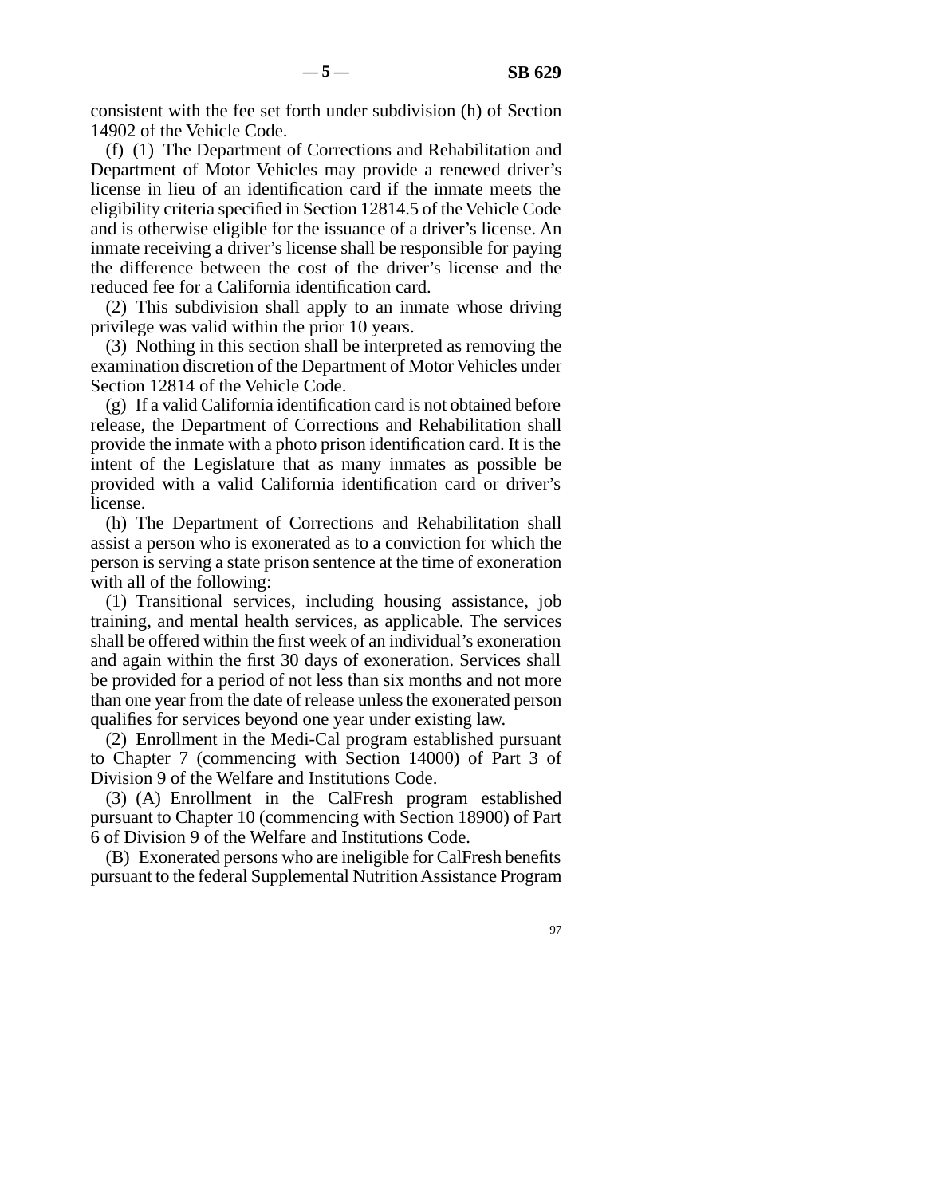consistent with the fee set forth under subdivision (h) of Section 14902 of the Vehicle Code.

(f) (1) The Department of Corrections and Rehabilitation and Department of Motor Vehicles may provide a renewed driver's license in lieu of an identification card if the inmate meets the eligibility criteria specified in Section 12814.5 of the Vehicle Code and is otherwise eligible for the issuance of a driver's license. An inmate receiving a driver's license shall be responsible for paying the difference between the cost of the driver's license and the reduced fee for a California identification card.

(2) This subdivision shall apply to an inmate whose driving privilege was valid within the prior 10 years.

(3) Nothing in this section shall be interpreted as removing the examination discretion of the Department of Motor Vehicles under Section 12814 of the Vehicle Code.

(g) If a valid California identification card is not obtained before release, the Department of Corrections and Rehabilitation shall provide the inmate with a photo prison identification card. It is the intent of the Legislature that as many inmates as possible be provided with a valid California identification card or driver's license.

(h) The Department of Corrections and Rehabilitation shall assist a person who is exonerated as to a conviction for which the person is serving a state prison sentence at the time of exoneration with all of the following:

(1) Transitional services, including housing assistance, job training, and mental health services, as applicable. The services shall be offered within the first week of an individual's exoneration and again within the first 30 days of exoneration. Services shall be provided for a period of not less than six months and not more than one year from the date of release unless the exonerated person qualifies for services beyond one year under existing law.

(2) Enrollment in the Medi-Cal program established pursuant to Chapter 7 (commencing with Section 14000) of Part 3 of Division 9 of the Welfare and Institutions Code.

(3) (A) Enrollment in the CalFresh program established pursuant to Chapter 10 (commencing with Section 18900) of Part 6 of Division 9 of the Welfare and Institutions Code.

(B) Exonerated persons who are ineligible for CalFresh benefits pursuant to the federal Supplemental Nutrition Assistance Program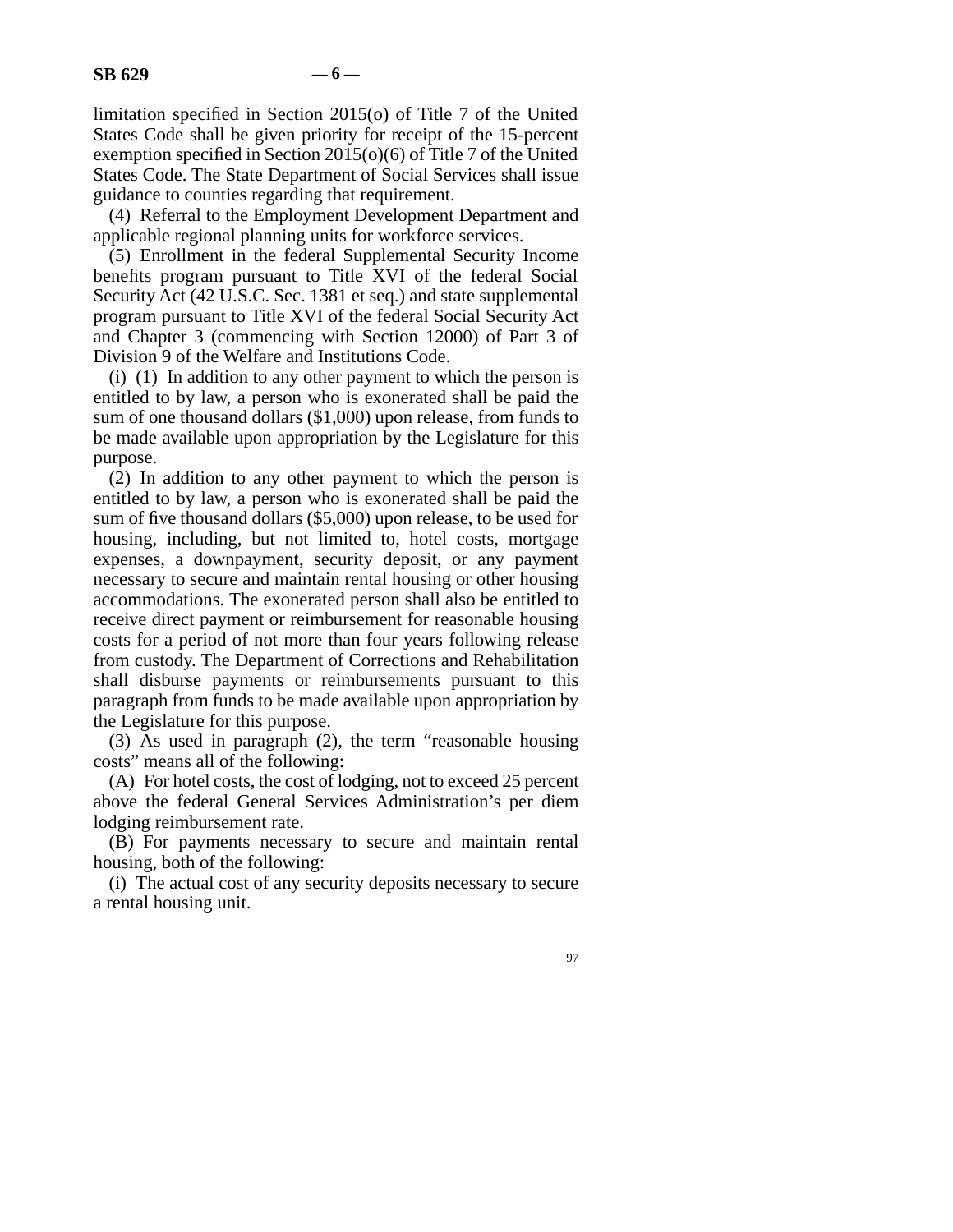limitation specified in Section 2015(o) of Title 7 of the United States Code shall be given priority for receipt of the 15-percent exemption specified in Section 2015(o)(6) of Title 7 of the United States Code. The State Department of Social Services shall issue guidance to counties regarding that requirement.

(4) Referral to the Employment Development Department and applicable regional planning units for workforce services.

(5) Enrollment in the federal Supplemental Security Income benefits program pursuant to Title XVI of the federal Social Security Act (42 U.S.C. Sec. 1381 et seq.) and state supplemental program pursuant to Title XVI of the federal Social Security Act and Chapter 3 (commencing with Section 12000) of Part 3 of Division 9 of the Welfare and Institutions Code.

(i) (1) In addition to any other payment to which the person is entitled to by law, a person who is exonerated shall be paid the sum of one thousand dollars ($1,000) upon release, from funds to be made available upon appropriation by the Legislature for this purpose.

(2) In addition to any other payment to which the person is entitled to by law, a person who is exonerated shall be paid the sum of five thousand dollars ($5,000) upon release, to be used for housing, including, but not limited to, hotel costs, mortgage expenses, a downpayment, security deposit, or any payment necessary to secure and maintain rental housing or other housing accommodations. The exonerated person shall also be entitled to receive direct payment or reimbursement for reasonable housing costs for a period of not more than four years following release from custody. The Department of Corrections and Rehabilitation shall disburse payments or reimbursements pursuant to this paragraph from funds to be made available upon appropriation by the Legislature for this purpose.

(3) As used in paragraph (2), the term "reasonable housing costs" means all of the following:

(A) For hotel costs, the cost of lodging, not to exceed 25 percent above the federal General Services Administration's per diem lodging reimbursement rate.

(B) For payments necessary to secure and maintain rental housing, both of the following:

(i) The actual cost of any security deposits necessary to secure a rental housing unit.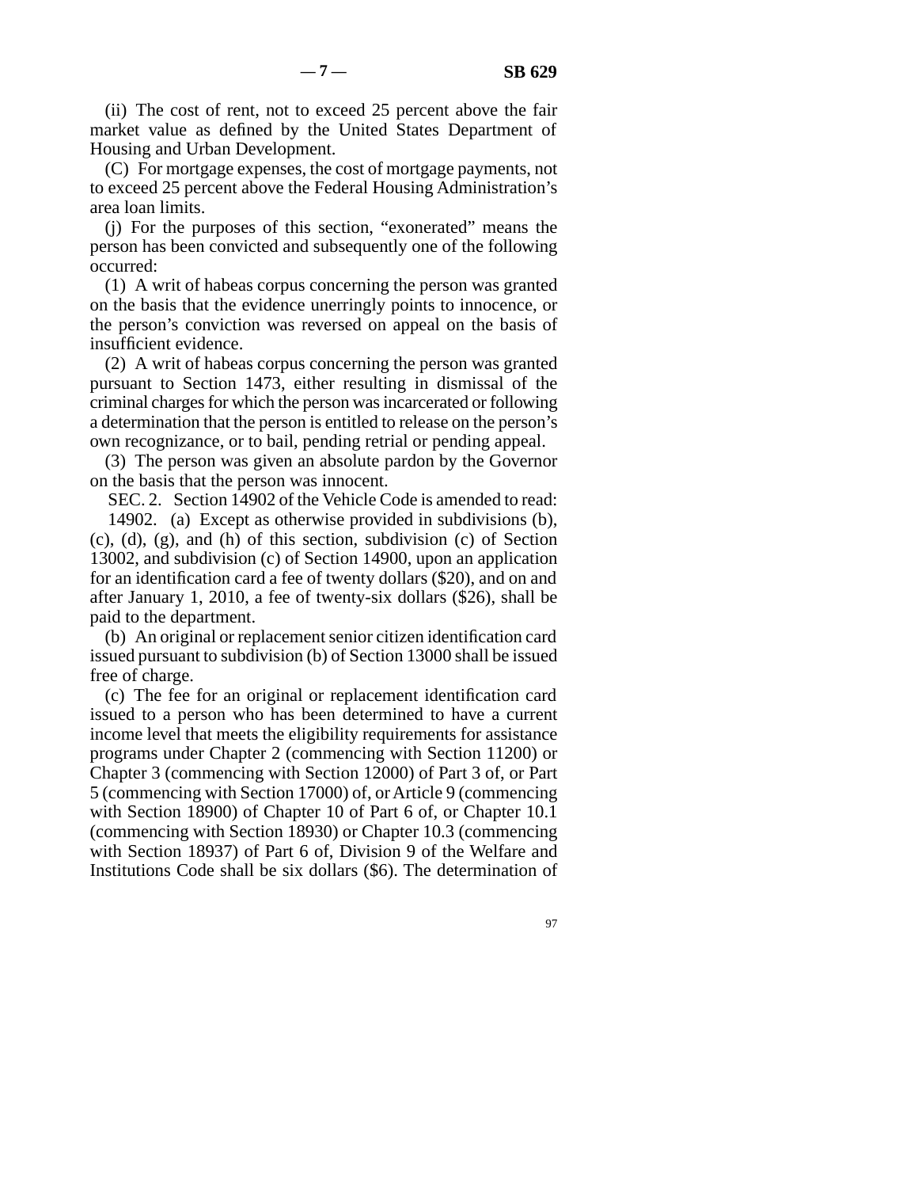(ii) The cost of rent, not to exceed 25 percent above the fair market value as defined by the United States Department of Housing and Urban Development.

(C) For mortgage expenses, the cost of mortgage payments, not to exceed 25 percent above the Federal Housing Administration's area loan limits.

(j) For the purposes of this section, "exonerated" means the person has been convicted and subsequently one of the following occurred:

(1) A writ of habeas corpus concerning the person was granted on the basis that the evidence unerringly points to innocence, or the person's conviction was reversed on appeal on the basis of insufficient evidence.

(2) A writ of habeas corpus concerning the person was granted pursuant to Section 1473, either resulting in dismissal of the criminal charges for which the person was incarcerated or following a determination that the person is entitled to release on the person's own recognizance, or to bail, pending retrial or pending appeal.

(3) The person was given an absolute pardon by the Governor on the basis that the person was innocent.

SEC. 2. Section 14902 of the Vehicle Code is amended to read:

14902. (a) Except as otherwise provided in subdivisions (b), (c), (d), (g), and (h) of this section, subdivision (c) of Section 13002, and subdivision (c) of Section 14900, upon an application for an identification card a fee of twenty dollars ($20), and on and after January 1, 2010, a fee of twenty-six dollars ($26), shall be paid to the department.

(b) An original or replacement senior citizen identification card issued pursuant to subdivision (b) of Section 13000 shall be issued free of charge.

(c) The fee for an original or replacement identification card issued to a person who has been determined to have a current income level that meets the eligibility requirements for assistance programs under Chapter 2 (commencing with Section 11200) or Chapter 3 (commencing with Section 12000) of Part 3 of, or Part 5 (commencing with Section 17000) of, or Article 9 (commencing with Section 18900) of Chapter 10 of Part 6 of, or Chapter 10.1 (commencing with Section 18930) or Chapter 10.3 (commencing with Section 18937) of Part 6 of, Division 9 of the Welfare and Institutions Code shall be six dollars ($6). The determination of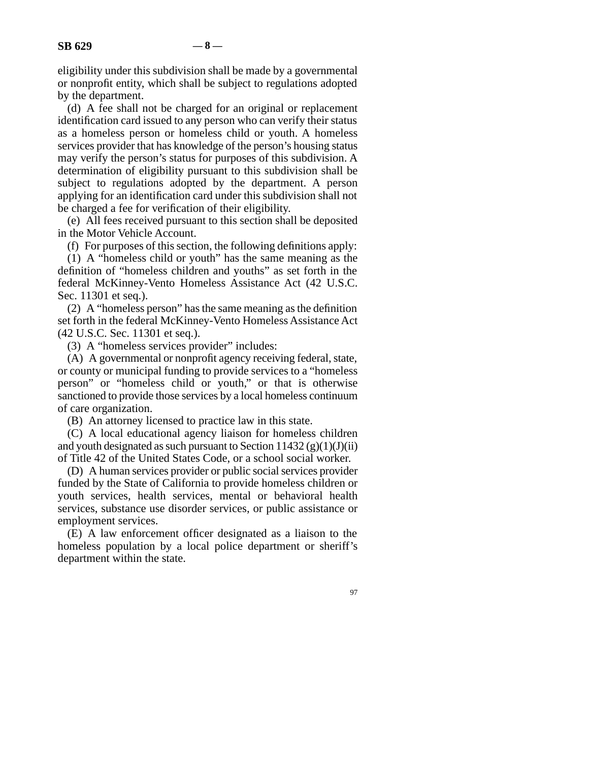eligibility under this subdivision shall be made by a governmental or nonprofit entity, which shall be subject to regulations adopted by the department.

(d) A fee shall not be charged for an original or replacement identification card issued to any person who can verify their status as a homeless person or homeless child or youth. A homeless services provider that has knowledge of the person's housing status may verify the person's status for purposes of this subdivision. A determination of eligibility pursuant to this subdivision shall be subject to regulations adopted by the department. A person applying for an identification card under this subdivision shall not be charged a fee for verification of their eligibility.

(e) All fees received pursuant to this section shall be deposited in the Motor Vehicle Account.

(f) For purposes of this section, the following definitions apply:

(1) A "homeless child or youth" has the same meaning as the definition of "homeless children and youths" as set forth in the federal McKinney-Vento Homeless Assistance Act (42 U.S.C. Sec. 11301 et seq.).

(2) A "homeless person" has the same meaning as the definition set forth in the federal McKinney-Vento Homeless Assistance Act (42 U.S.C. Sec. 11301 et seq.).

(3) A "homeless services provider" includes:

(A) A governmental or nonprofit agency receiving federal, state, or county or municipal funding to provide services to a "homeless person" or "homeless child or youth," or that is otherwise sanctioned to provide those services by a local homeless continuum of care organization.

(B) An attorney licensed to practice law in this state.

(C) A local educational agency liaison for homeless children and youth designated as such pursuant to Section 11432 (g)(1)(J)(ii) of Title 42 of the United States Code, or a school social worker.

(D) A human services provider or public social services provider funded by the State of California to provide homeless children or youth services, health services, mental or behavioral health services, substance use disorder services, or public assistance or employment services.

(E) A law enforcement officer designated as a liaison to the homeless population by a local police department or sheriff's department within the state.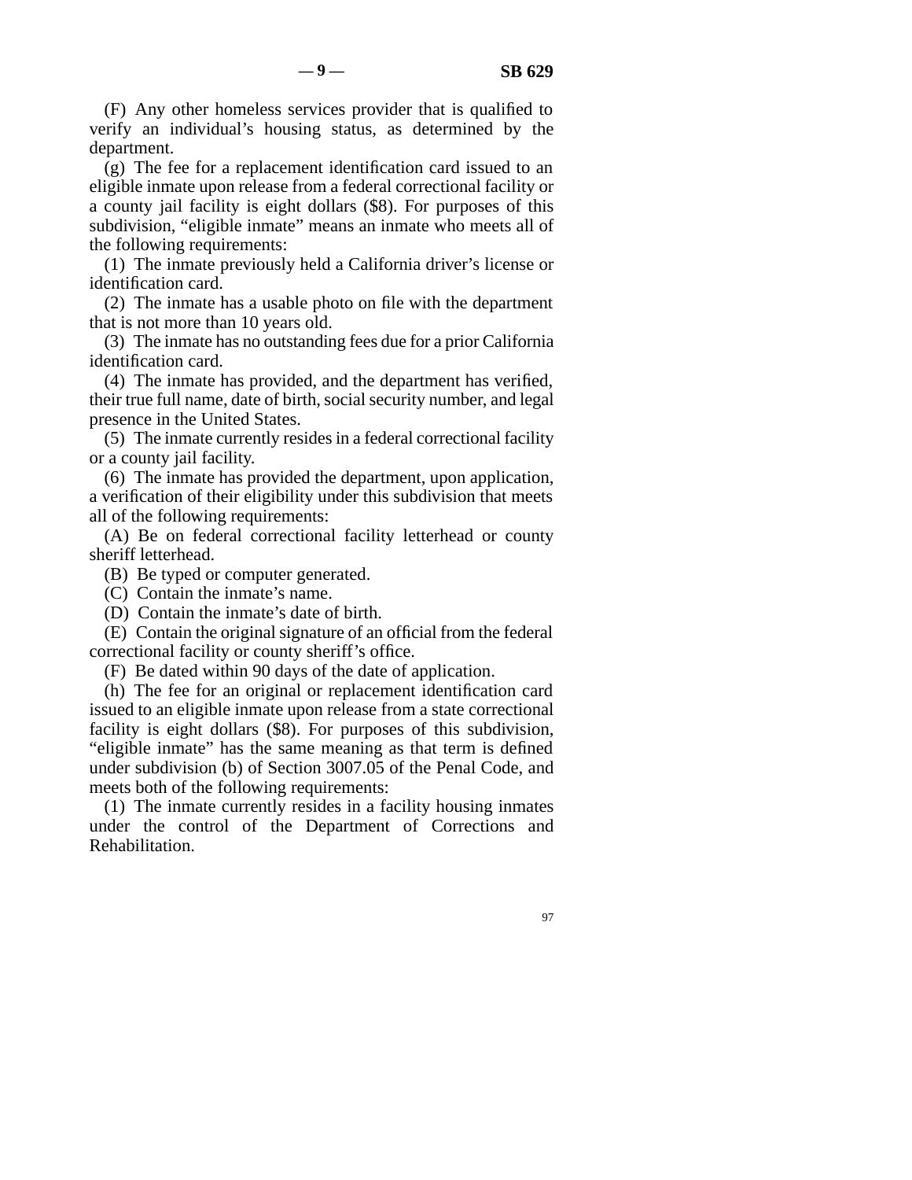(F) Any other homeless services provider that is qualified to verify an individual's housing status, as determined by the department.

(g) The fee for a replacement identification card issued to an eligible inmate upon release from a federal correctional facility or a county jail facility is eight dollars ($8). For purposes of this subdivision, "eligible inmate" means an inmate who meets all of the following requirements:

(1) The inmate previously held a California driver's license or identification card.

(2) The inmate has a usable photo on file with the department that is not more than 10 years old.

(3) The inmate has no outstanding fees due for a prior California identification card.

(4) The inmate has provided, and the department has verified, their true full name, date of birth, social security number, and legal presence in the United States.

(5) The inmate currently resides in a federal correctional facility or a county jail facility.

(6) The inmate has provided the department, upon application, a verification of their eligibility under this subdivision that meets all of the following requirements:

(A) Be on federal correctional facility letterhead or county sheriff letterhead.

(B) Be typed or computer generated.

(C) Contain the inmate's name.

(D) Contain the inmate's date of birth.

(E) Contain the original signature of an official from the federal correctional facility or county sheriff's office.

(F) Be dated within 90 days of the date of application.

(h) The fee for an original or replacement identification card issued to an eligible inmate upon release from a state correctional facility is eight dollars ($8). For purposes of this subdivision, "eligible inmate" has the same meaning as that term is defined under subdivision (b) of Section 3007.05 of the Penal Code, and meets both of the following requirements:

(1) The inmate currently resides in a facility housing inmates under the control of the Department of Corrections and Rehabilitation.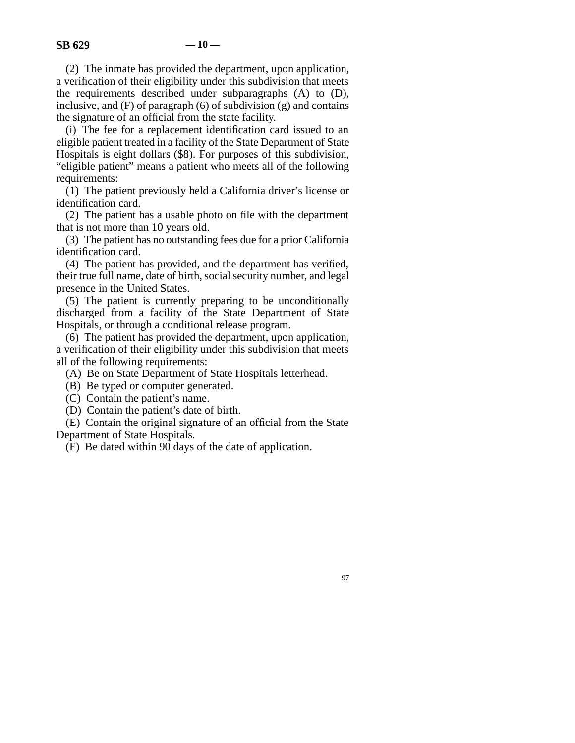(2) The inmate has provided the department, upon application, a verification of their eligibility under this subdivision that meets the requirements described under subparagraphs (A) to (D), inclusive, and (F) of paragraph (6) of subdivision (g) and contains the signature of an official from the state facility.

(i) The fee for a replacement identification card issued to an eligible patient treated in a facility of the State Department of State Hospitals is eight dollars ($8). For purposes of this subdivision, "eligible patient" means a patient who meets all of the following requirements:

(1) The patient previously held a California driver's license or identification card.

(2) The patient has a usable photo on file with the department that is not more than 10 years old.

(3) The patient has no outstanding fees due for a prior California identification card.

(4) The patient has provided, and the department has verified, their true full name, date of birth, social security number, and legal presence in the United States.

(5) The patient is currently preparing to be unconditionally discharged from a facility of the State Department of State Hospitals, or through a conditional release program.

(6) The patient has provided the department, upon application, a verification of their eligibility under this subdivision that meets all of the following requirements:

(A) Be on State Department of State Hospitals letterhead.

(B) Be typed or computer generated.

(C) Contain the patient's name.

(D) Contain the patient's date of birth.

(E) Contain the original signature of an official from the State Department of State Hospitals.

(F) Be dated within 90 days of the date of application.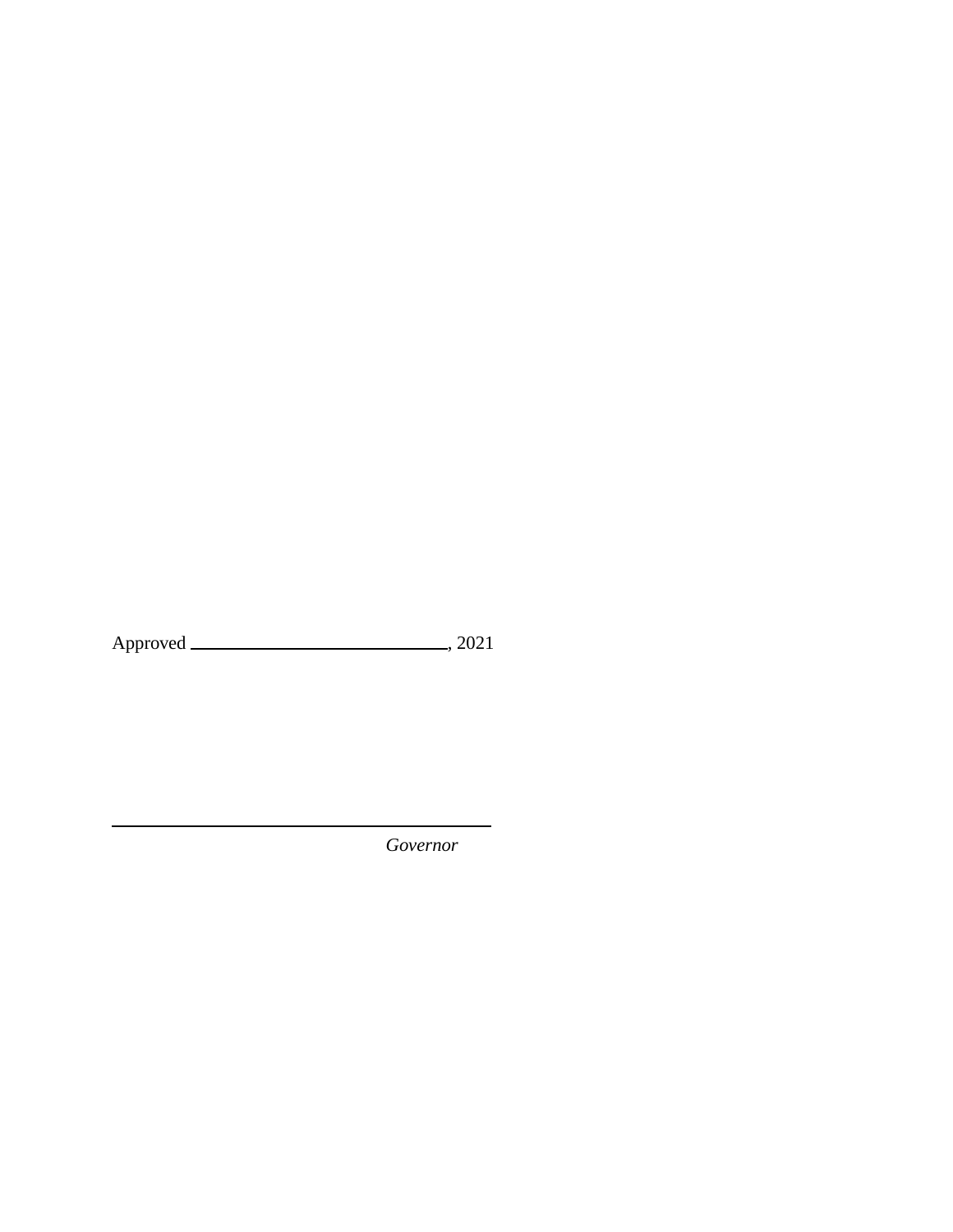Approved ____________________________, 2021

______________________________________

*Governor*